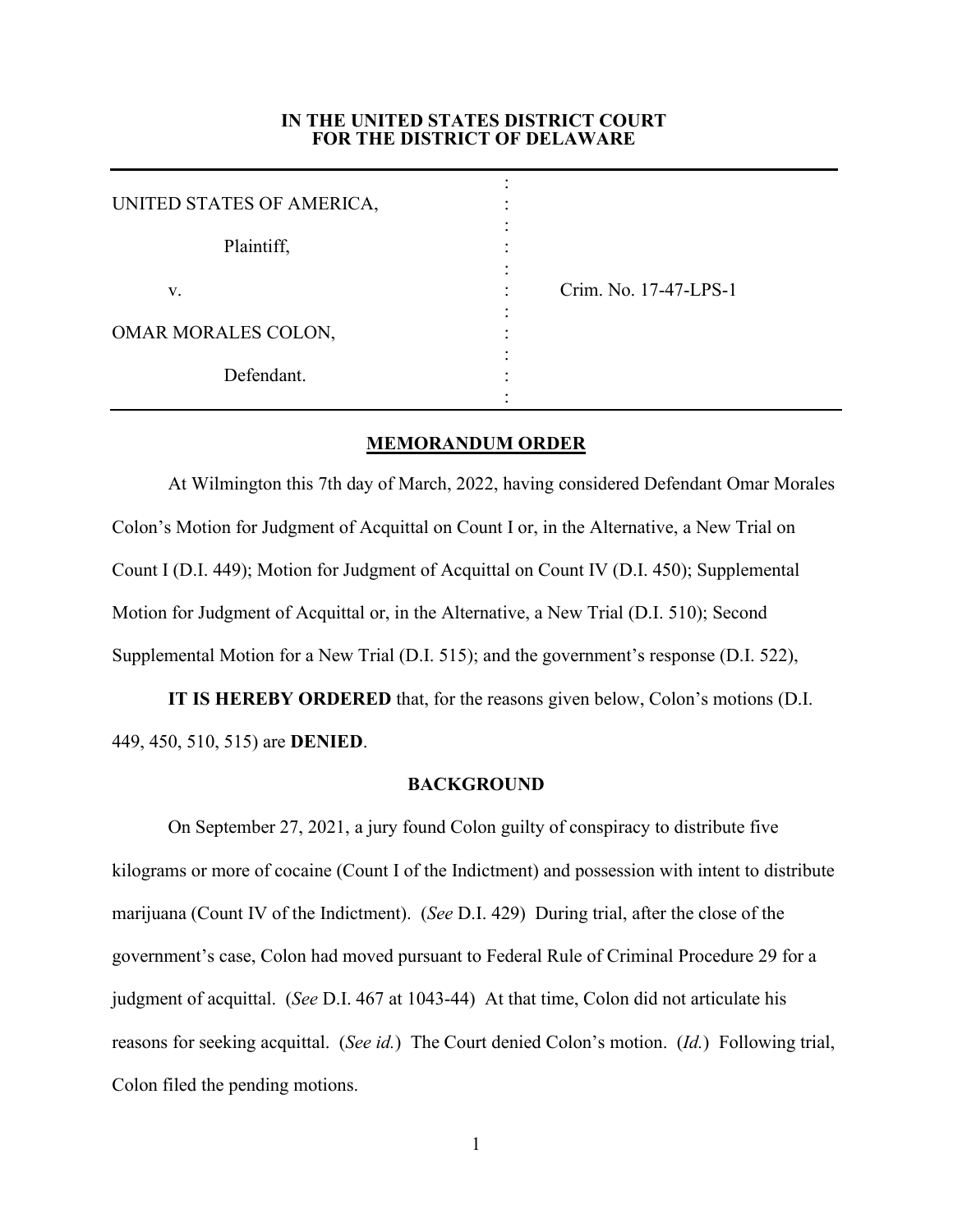**IN THE UNITED STATES DISTRICT COURT**
**FOR THE DISTRICT OF DELAWARE**

| | | |
|---|---|---|
| UNITED STATES OF AMERICA, | : | |
| Plaintiff, | : | |
| v. | : | Crim. No. 17-47-LPS-1 |
| OMAR MORALES COLON, | : | |
| Defendant. | : | |

**MEMORANDUM ORDER**

At Wilmington this 7th day of March, 2022, having considered Defendant Omar Morales Colon's Motion for Judgment of Acquittal on Count I or, in the Alternative, a New Trial on Count I (D.I. 449); Motion for Judgment of Acquittal on Count IV (D.I. 450); Supplemental Motion for Judgment of Acquittal or, in the Alternative, a New Trial (D.I. 510); Second Supplemental Motion for a New Trial (D.I. 515); and the government's response (D.I. 522),

**IT IS HEREBY ORDERED** that, for the reasons given below, Colon's motions (D.I. 449, 450, 510, 515) are **DENIED**.

**BACKGROUND**

On September 27, 2021, a jury found Colon guilty of conspiracy to distribute five kilograms or more of cocaine (Count I of the Indictment) and possession with intent to distribute marijuana (Count IV of the Indictment). (*See* D.I. 429) During trial, after the close of the government's case, Colon had moved pursuant to Federal Rule of Criminal Procedure 29 for a judgment of acquittal. (*See* D.I. 467 at 1043-44) At that time, Colon did not articulate his reasons for seeking acquittal. (*See id.*) The Court denied Colon's motion. (*Id.*) Following trial, Colon filed the pending motions.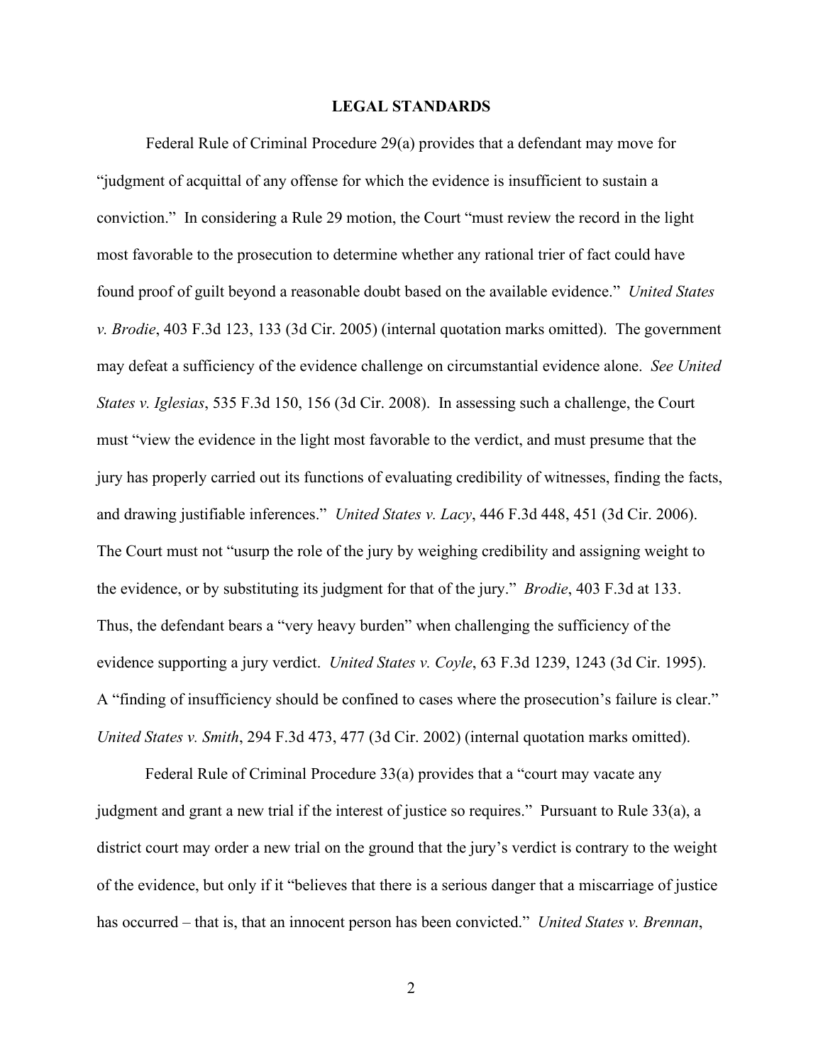## LEGAL STANDARDS

Federal Rule of Criminal Procedure 29(a) provides that a defendant may move for "judgment of acquittal of any offense for which the evidence is insufficient to sustain a conviction." In considering a Rule 29 motion, the Court "must review the record in the light most favorable to the prosecution to determine whether any rational trier of fact could have found proof of guilt beyond a reasonable doubt based on the available evidence." *United States v. Brodie*, 403 F.3d 123, 133 (3d Cir. 2005) (internal quotation marks omitted). The government may defeat a sufficiency of the evidence challenge on circumstantial evidence alone. *See United States v. Iglesias*, 535 F.3d 150, 156 (3d Cir. 2008). In assessing such a challenge, the Court must "view the evidence in the light most favorable to the verdict, and must presume that the jury has properly carried out its functions of evaluating credibility of witnesses, finding the facts, and drawing justifiable inferences." *United States v. Lacy*, 446 F.3d 448, 451 (3d Cir. 2006). The Court must not "usurp the role of the jury by weighing credibility and assigning weight to the evidence, or by substituting its judgment for that of the jury." *Brodie*, 403 F.3d at 133. Thus, the defendant bears a "very heavy burden" when challenging the sufficiency of the evidence supporting a jury verdict. *United States v. Coyle*, 63 F.3d 1239, 1243 (3d Cir. 1995). A "finding of insufficiency should be confined to cases where the prosecution's failure is clear." *United States v. Smith*, 294 F.3d 473, 477 (3d Cir. 2002) (internal quotation marks omitted).

Federal Rule of Criminal Procedure 33(a) provides that a "court may vacate any judgment and grant a new trial if the interest of justice so requires." Pursuant to Rule 33(a), a district court may order a new trial on the ground that the jury's verdict is contrary to the weight of the evidence, but only if it "believes that there is a serious danger that a miscarriage of justice has occurred – that is, that an innocent person has been convicted." *United States v. Brennan*,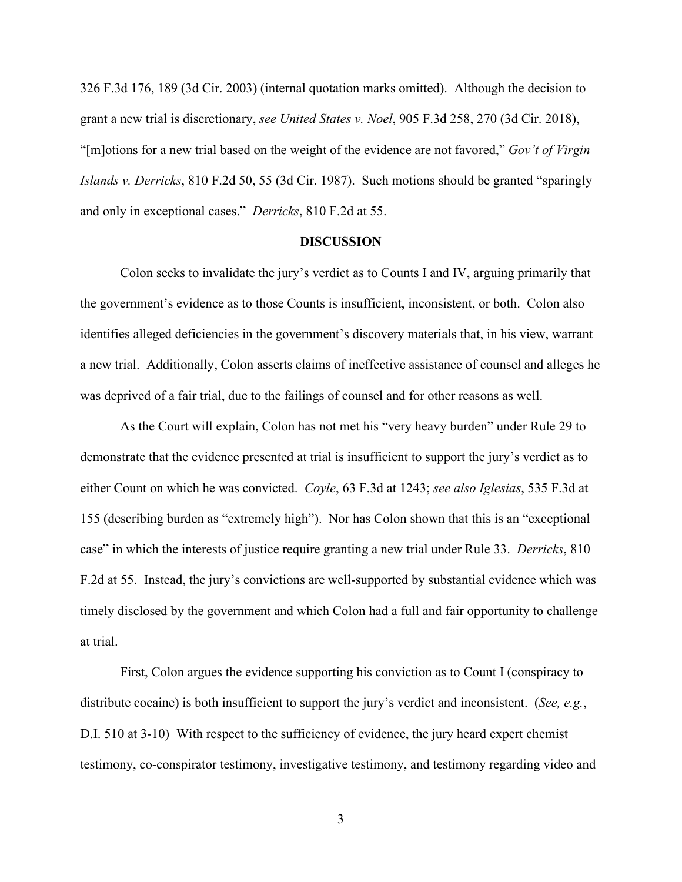326 F.3d 176, 189 (3d Cir. 2003) (internal quotation marks omitted). Although the decision to grant a new trial is discretionary, *see United States v. Noel*, 905 F.3d 258, 270 (3d Cir. 2018), "[m]otions for a new trial based on the weight of the evidence are not favored," *Gov't of Virgin Islands v. Derricks*, 810 F.2d 50, 55 (3d Cir. 1987). Such motions should be granted "sparingly and only in exceptional cases." *Derricks*, 810 F.2d at 55.

## DISCUSSION

Colon seeks to invalidate the jury's verdict as to Counts I and IV, arguing primarily that the government's evidence as to those Counts is insufficient, inconsistent, or both. Colon also identifies alleged deficiencies in the government's discovery materials that, in his view, warrant a new trial. Additionally, Colon asserts claims of ineffective assistance of counsel and alleges he was deprived of a fair trial, due to the failings of counsel and for other reasons as well.

As the Court will explain, Colon has not met his "very heavy burden" under Rule 29 to demonstrate that the evidence presented at trial is insufficient to support the jury's verdict as to either Count on which he was convicted. *Coyle*, 63 F.3d at 1243; *see also Iglesias*, 535 F.3d at 155 (describing burden as "extremely high"). Nor has Colon shown that this is an "exceptional case" in which the interests of justice require granting a new trial under Rule 33. *Derricks*, 810 F.2d at 55. Instead, the jury's convictions are well-supported by substantial evidence which was timely disclosed by the government and which Colon had a full and fair opportunity to challenge at trial.

First, Colon argues the evidence supporting his conviction as to Count I (conspiracy to distribute cocaine) is both insufficient to support the jury's verdict and inconsistent. (*See, e.g.*, D.I. 510 at 3-10) With respect to the sufficiency of evidence, the jury heard expert chemist testimony, co-conspirator testimony, investigative testimony, and testimony regarding video and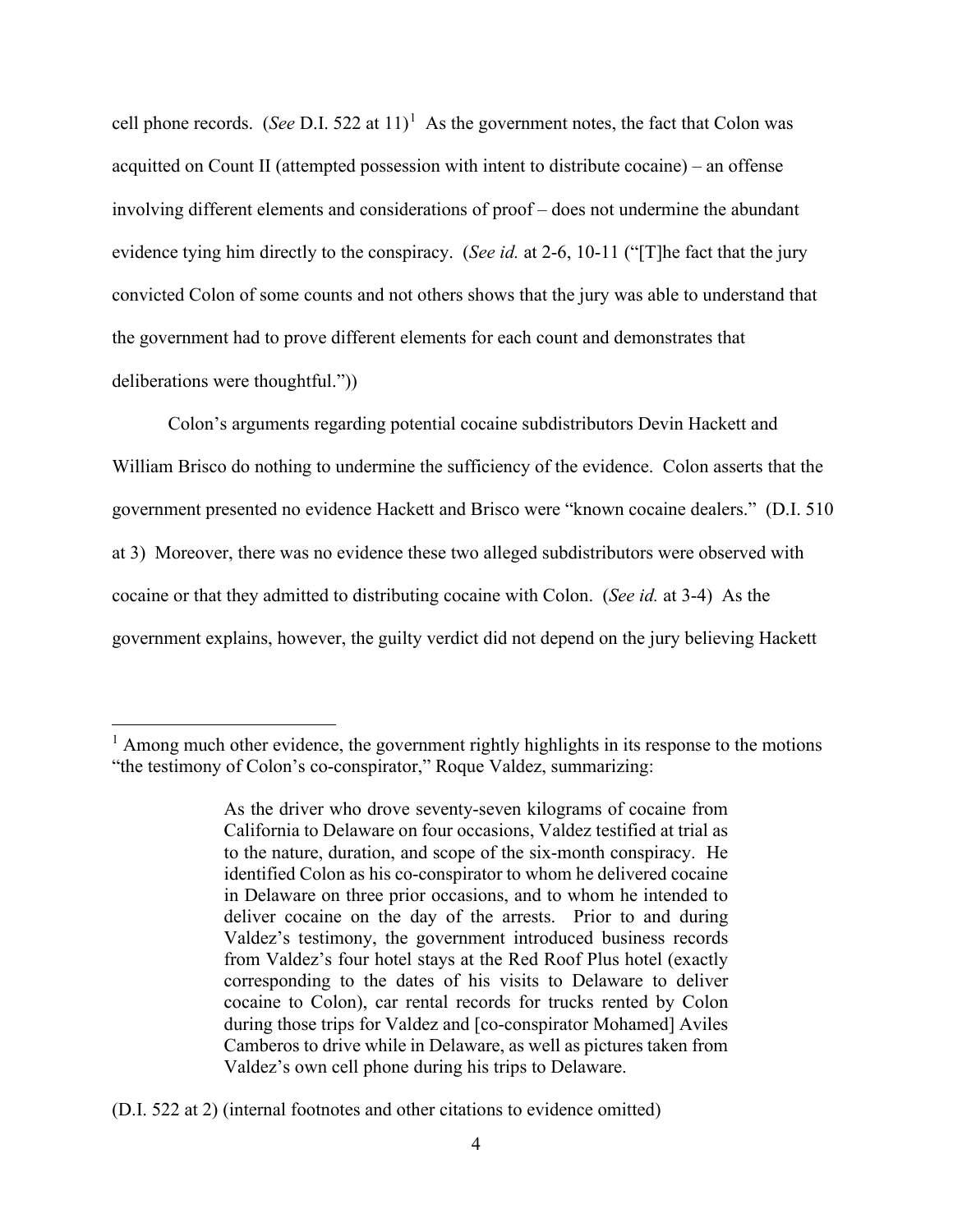cell phone records. (*See* D.I. 522 at 11)[1] As the government notes, the fact that Colon was acquitted on Count II (attempted possession with intent to distribute cocaine) – an offense involving different elements and considerations of proof – does not undermine the abundant evidence tying him directly to the conspiracy. (*See id.* at 2-6, 10-11 ("[T]he fact that the jury convicted Colon of some counts and not others shows that the jury was able to understand that the government had to prove different elements for each count and demonstrates that deliberations were thoughtful."))

Colon's arguments regarding potential cocaine subdistributors Devin Hackett and William Brisco do nothing to undermine the sufficiency of the evidence. Colon asserts that the government presented no evidence Hackett and Brisco were "known cocaine dealers." (D.I. 510 at 3) Moreover, there was no evidence these two alleged subdistributors were observed with cocaine or that they admitted to distributing cocaine with Colon. (*See id.* at 3-4) As the government explains, however, the guilty verdict did not depend on the jury believing Hackett

---

[1] Among much other evidence, the government rightly highlights in its response to the motions "the testimony of Colon's co-conspirator," Roque Valdez, summarizing:

> As the driver who drove seventy-seven kilograms of cocaine from California to Delaware on four occasions, Valdez testified at trial as to the nature, duration, and scope of the six-month conspiracy. He identified Colon as his co-conspirator to whom he delivered cocaine in Delaware on three prior occasions, and to whom he intended to deliver cocaine on the day of the arrests. Prior to and during Valdez's testimony, the government introduced business records from Valdez's four hotel stays at the Red Roof Plus hotel (exactly corresponding to the dates of his visits to Delaware to deliver cocaine to Colon), car rental records for trucks rented by Colon during those trips for Valdez and [co-conspirator Mohamed] Aviles Camberos to drive while in Delaware, as well as pictures taken from Valdez's own cell phone during his trips to Delaware.

(D.I. 522 at 2) (internal footnotes and other citations to evidence omitted)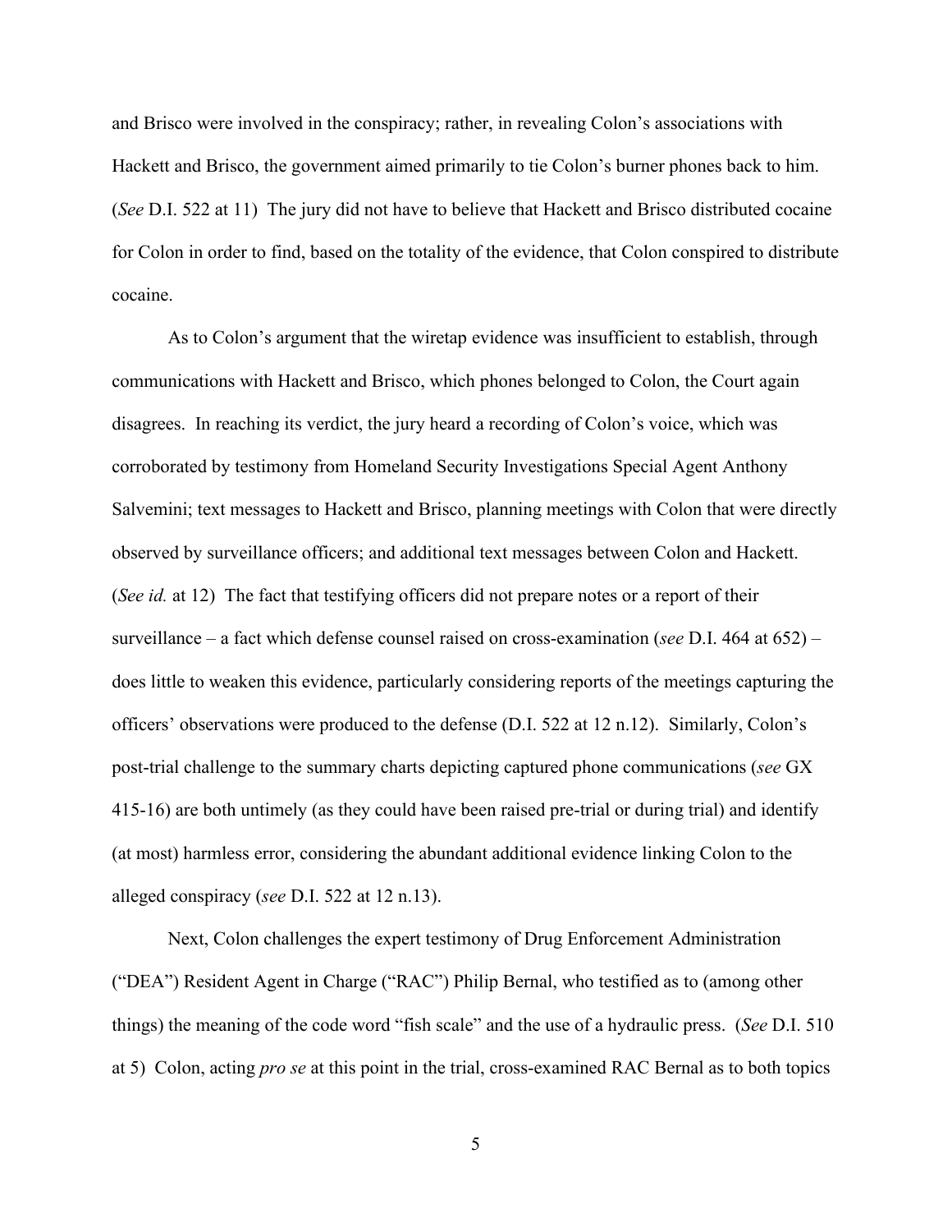and Brisco were involved in the conspiracy; rather, in revealing Colon's associations with Hackett and Brisco, the government aimed primarily to tie Colon's burner phones back to him. (*See* D.I. 522 at 11) The jury did not have to believe that Hackett and Brisco distributed cocaine for Colon in order to find, based on the totality of the evidence, that Colon conspired to distribute cocaine.

As to Colon's argument that the wiretap evidence was insufficient to establish, through communications with Hackett and Brisco, which phones belonged to Colon, the Court again disagrees. In reaching its verdict, the jury heard a recording of Colon's voice, which was corroborated by testimony from Homeland Security Investigations Special Agent Anthony Salvemini; text messages to Hackett and Brisco, planning meetings with Colon that were directly observed by surveillance officers; and additional text messages between Colon and Hackett. (*See id.* at 12) The fact that testifying officers did not prepare notes or a report of their surveillance – a fact which defense counsel raised on cross-examination (*see* D.I. 464 at 652) – does little to weaken this evidence, particularly considering reports of the meetings capturing the officers' observations were produced to the defense (D.I. 522 at 12 n.12). Similarly, Colon's post-trial challenge to the summary charts depicting captured phone communications (*see* GX 415-16) are both untimely (as they could have been raised pre-trial or during trial) and identify (at most) harmless error, considering the abundant additional evidence linking Colon to the alleged conspiracy (*see* D.I. 522 at 12 n.13).

Next, Colon challenges the expert testimony of Drug Enforcement Administration ("DEA") Resident Agent in Charge ("RAC") Philip Bernal, who testified as to (among other things) the meaning of the code word "fish scale" and the use of a hydraulic press. (*See* D.I. 510 at 5) Colon, acting *pro se* at this point in the trial, cross-examined RAC Bernal as to both topics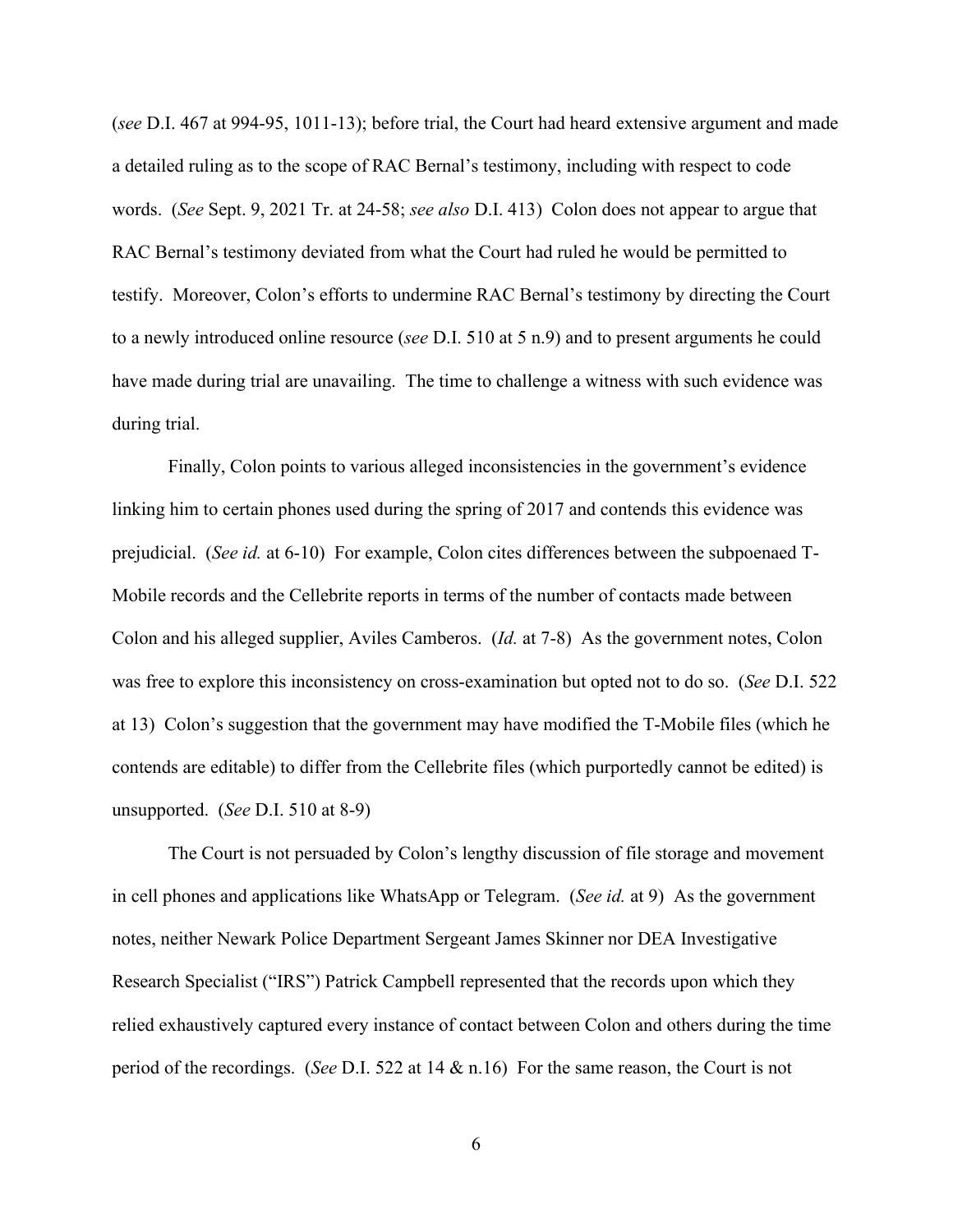(*see* D.I. 467 at 994-95, 1011-13); before trial, the Court had heard extensive argument and made a detailed ruling as to the scope of RAC Bernal's testimony, including with respect to code words. (*See* Sept. 9, 2021 Tr. at 24-58; *see also* D.I. 413) Colon does not appear to argue that RAC Bernal's testimony deviated from what the Court had ruled he would be permitted to testify. Moreover, Colon's efforts to undermine RAC Bernal's testimony by directing the Court to a newly introduced online resource (*see* D.I. 510 at 5 n.9) and to present arguments he could have made during trial are unavailing. The time to challenge a witness with such evidence was during trial.

Finally, Colon points to various alleged inconsistencies in the government's evidence linking him to certain phones used during the spring of 2017 and contends this evidence was prejudicial. (*See id.* at 6-10) For example, Colon cites differences between the subpoenaed T-Mobile records and the Cellebrite reports in terms of the number of contacts made between Colon and his alleged supplier, Aviles Camberos. (*Id.* at 7-8) As the government notes, Colon was free to explore this inconsistency on cross-examination but opted not to do so. (*See* D.I. 522 at 13) Colon's suggestion that the government may have modified the T-Mobile files (which he contends are editable) to differ from the Cellebrite files (which purportedly cannot be edited) is unsupported. (*See* D.I. 510 at 8-9)

The Court is not persuaded by Colon's lengthy discussion of file storage and movement in cell phones and applications like WhatsApp or Telegram. (*See id.* at 9) As the government notes, neither Newark Police Department Sergeant James Skinner nor DEA Investigative Research Specialist ("IRS") Patrick Campbell represented that the records upon which they relied exhaustively captured every instance of contact between Colon and others during the time period of the recordings. (*See* D.I. 522 at 14 & n.16) For the same reason, the Court is not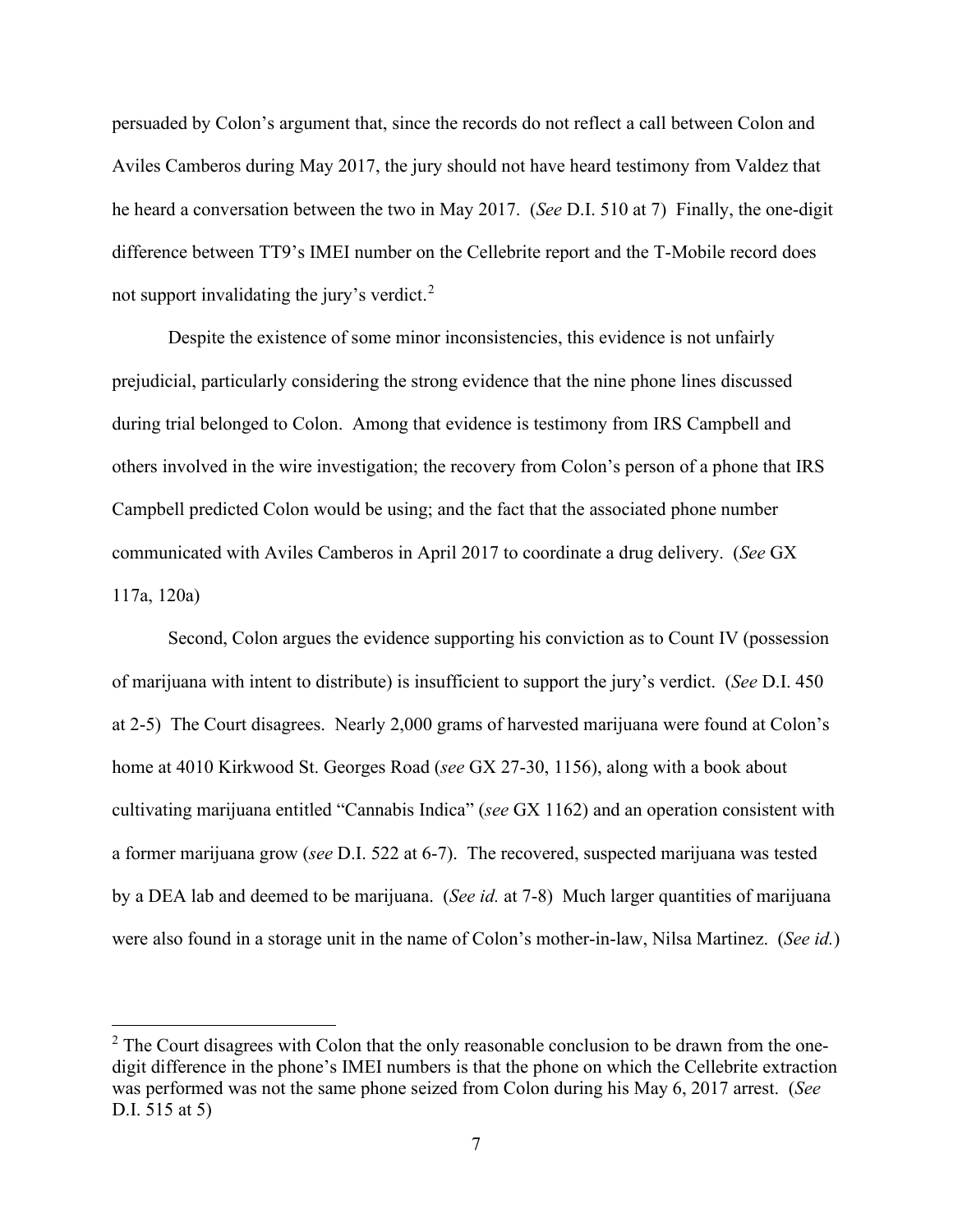persuaded by Colon's argument that, since the records do not reflect a call between Colon and Aviles Camberos during May 2017, the jury should not have heard testimony from Valdez that he heard a conversation between the two in May 2017. (*See* D.I. 510 at 7) Finally, the one-digit difference between TT9's IMEI number on the Cellebrite report and the T-Mobile record does not support invalidating the jury's verdict.[2]

Despite the existence of some minor inconsistencies, this evidence is not unfairly prejudicial, particularly considering the strong evidence that the nine phone lines discussed during trial belonged to Colon. Among that evidence is testimony from IRS Campbell and others involved in the wire investigation; the recovery from Colon's person of a phone that IRS Campbell predicted Colon would be using; and the fact that the associated phone number communicated with Aviles Camberos in April 2017 to coordinate a drug delivery. (*See* GX 117a, 120a)

Second, Colon argues the evidence supporting his conviction as to Count IV (possession of marijuana with intent to distribute) is insufficient to support the jury's verdict. (*See* D.I. 450 at 2-5) The Court disagrees. Nearly 2,000 grams of harvested marijuana were found at Colon's home at 4010 Kirkwood St. Georges Road (*see* GX 27-30, 1156), along with a book about cultivating marijuana entitled "Cannabis Indica" (*see* GX 1162) and an operation consistent with a former marijuana grow (*see* D.I. 522 at 6-7). The recovered, suspected marijuana was tested by a DEA lab and deemed to be marijuana. (*See id.* at 7-8) Much larger quantities of marijuana were also found in a storage unit in the name of Colon's mother-in-law, Nilsa Martinez. (*See id.*)

---

[2] The Court disagrees with Colon that the only reasonable conclusion to be drawn from the one-digit difference in the phone's IMEI numbers is that the phone on which the Cellebrite extraction was performed was not the same phone seized from Colon during his May 6, 2017 arrest. (*See* D.I. 515 at 5)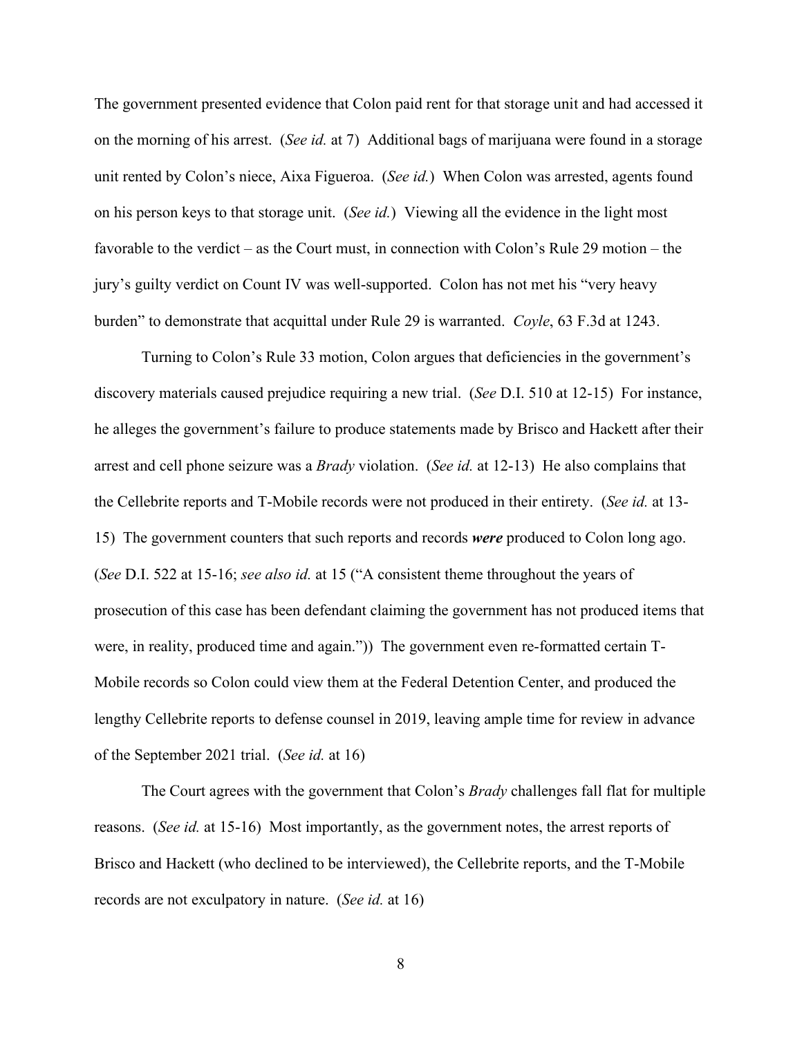The government presented evidence that Colon paid rent for that storage unit and had accessed it on the morning of his arrest. (*See id.* at 7) Additional bags of marijuana were found in a storage unit rented by Colon's niece, Aixa Figueroa. (*See id.*) When Colon was arrested, agents found on his person keys to that storage unit. (*See id.*) Viewing all the evidence in the light most favorable to the verdict – as the Court must, in connection with Colon's Rule 29 motion – the jury's guilty verdict on Count IV was well-supported. Colon has not met his "very heavy burden" to demonstrate that acquittal under Rule 29 is warranted. *Coyle*, 63 F.3d at 1243.

Turning to Colon's Rule 33 motion, Colon argues that deficiencies in the government's discovery materials caused prejudice requiring a new trial. (*See* D.I. 510 at 12-15) For instance, he alleges the government's failure to produce statements made by Brisco and Hackett after their arrest and cell phone seizure was a *Brady* violation. (*See id.* at 12-13) He also complains that the Cellebrite reports and T-Mobile records were not produced in their entirety. (*See id.* at 13-15) The government counters that such reports and records ***were*** produced to Colon long ago. (*See* D.I. 522 at 15-16; *see also id.* at 15 ("A consistent theme throughout the years of prosecution of this case has been defendant claiming the government has not produced items that were, in reality, produced time and again.")) The government even re-formatted certain T-Mobile records so Colon could view them at the Federal Detention Center, and produced the lengthy Cellebrite reports to defense counsel in 2019, leaving ample time for review in advance of the September 2021 trial. (*See id.* at 16)

The Court agrees with the government that Colon's *Brady* challenges fall flat for multiple reasons. (*See id.* at 15-16) Most importantly, as the government notes, the arrest reports of Brisco and Hackett (who declined to be interviewed), the Cellebrite reports, and the T-Mobile records are not exculpatory in nature. (*See id.* at 16)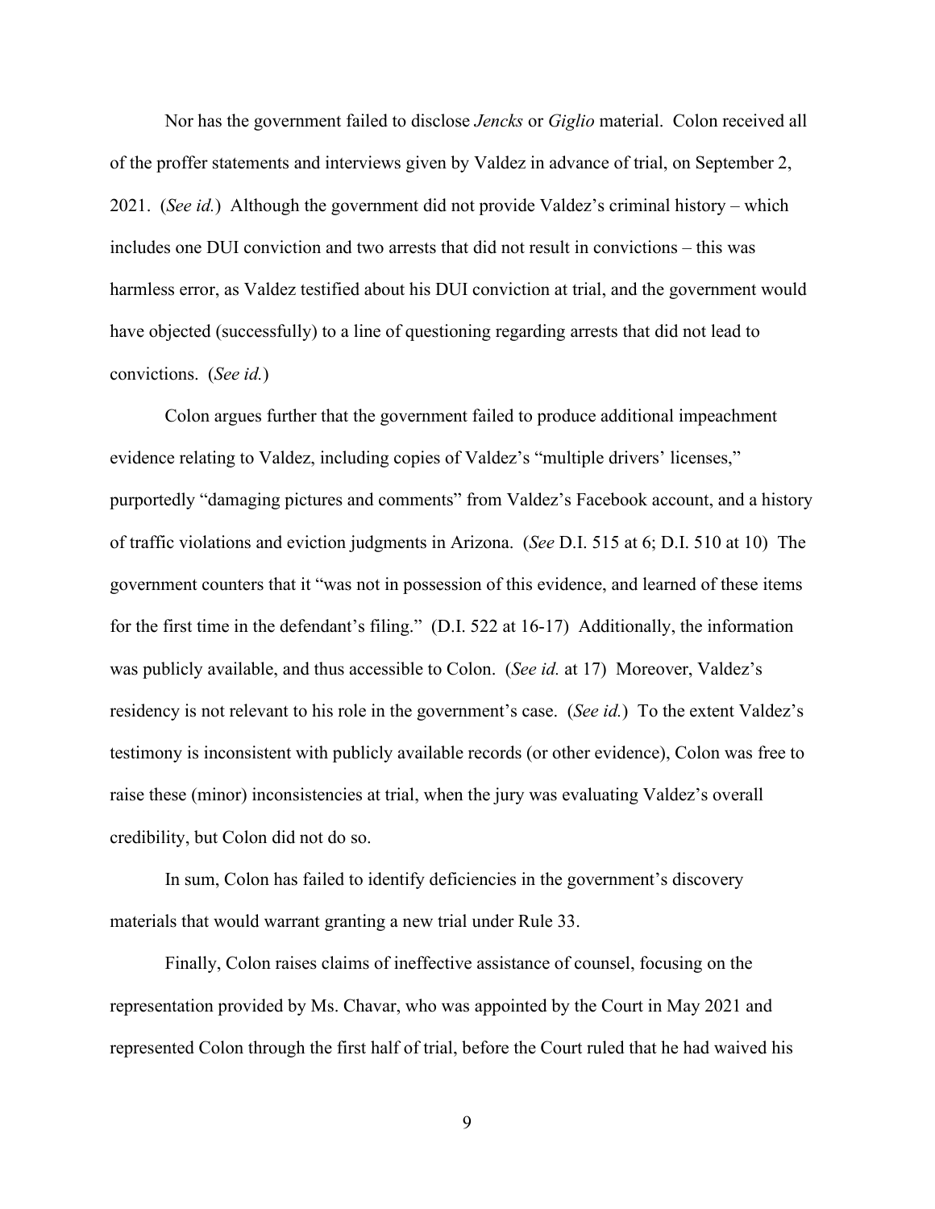Nor has the government failed to disclose *Jencks* or *Giglio* material. Colon received all of the proffer statements and interviews given by Valdez in advance of trial, on September 2, 2021. (*See id.*) Although the government did not provide Valdez's criminal history – which includes one DUI conviction and two arrests that did not result in convictions – this was harmless error, as Valdez testified about his DUI conviction at trial, and the government would have objected (successfully) to a line of questioning regarding arrests that did not lead to convictions. (*See id.*)

Colon argues further that the government failed to produce additional impeachment evidence relating to Valdez, including copies of Valdez's "multiple drivers' licenses," purportedly "damaging pictures and comments" from Valdez's Facebook account, and a history of traffic violations and eviction judgments in Arizona. (*See* D.I. 515 at 6; D.I. 510 at 10) The government counters that it "was not in possession of this evidence, and learned of these items for the first time in the defendant's filing." (D.I. 522 at 16-17) Additionally, the information was publicly available, and thus accessible to Colon. (*See id.* at 17) Moreover, Valdez's residency is not relevant to his role in the government's case. (*See id.*) To the extent Valdez's testimony is inconsistent with publicly available records (or other evidence), Colon was free to raise these (minor) inconsistencies at trial, when the jury was evaluating Valdez's overall credibility, but Colon did not do so.

In sum, Colon has failed to identify deficiencies in the government's discovery materials that would warrant granting a new trial under Rule 33.

Finally, Colon raises claims of ineffective assistance of counsel, focusing on the representation provided by Ms. Chavar, who was appointed by the Court in May 2021 and represented Colon through the first half of trial, before the Court ruled that he had waived his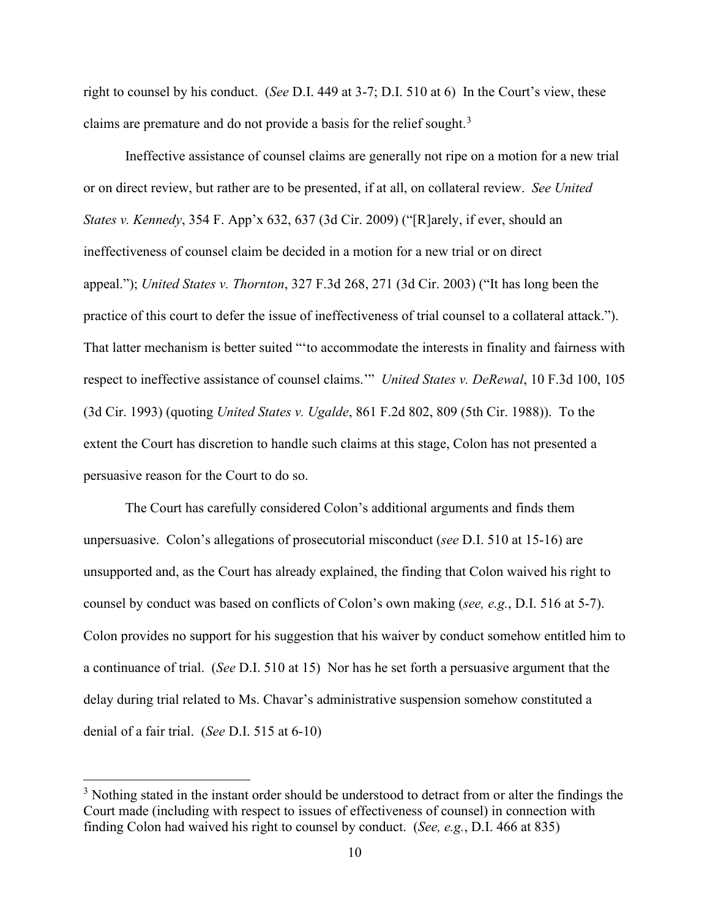right to counsel by his conduct. (*See* D.I. 449 at 3-7; D.I. 510 at 6) In the Court's view, these claims are premature and do not provide a basis for the relief sought.[3]

Ineffective assistance of counsel claims are generally not ripe on a motion for a new trial or on direct review, but rather are to be presented, if at all, on collateral review. *See United States v. Kennedy*, 354 F. App'x 632, 637 (3d Cir. 2009) ("[R]arely, if ever, should an ineffectiveness of counsel claim be decided in a motion for a new trial or on direct appeal."); *United States v. Thornton*, 327 F.3d 268, 271 (3d Cir. 2003) ("It has long been the practice of this court to defer the issue of ineffectiveness of trial counsel to a collateral attack."). That latter mechanism is better suited "'to accommodate the interests in finality and fairness with respect to ineffective assistance of counsel claims.'" *United States v. DeRewal*, 10 F.3d 100, 105 (3d Cir. 1993) (quoting *United States v. Ugalde*, 861 F.2d 802, 809 (5th Cir. 1988)). To the extent the Court has discretion to handle such claims at this stage, Colon has not presented a persuasive reason for the Court to do so.

The Court has carefully considered Colon's additional arguments and finds them unpersuasive. Colon's allegations of prosecutorial misconduct (*see* D.I. 510 at 15-16) are unsupported and, as the Court has already explained, the finding that Colon waived his right to counsel by conduct was based on conflicts of Colon's own making (*see, e.g.*, D.I. 516 at 5-7). Colon provides no support for his suggestion that his waiver by conduct somehow entitled him to a continuance of trial. (*See* D.I. 510 at 15) Nor has he set forth a persuasive argument that the delay during trial related to Ms. Chavar's administrative suspension somehow constituted a denial of a fair trial. (*See* D.I. 515 at 6-10)

---

[3] Nothing stated in the instant order should be understood to detract from or alter the findings the Court made (including with respect to issues of effectiveness of counsel) in connection with finding Colon had waived his right to counsel by conduct. (*See, e.g.*, D.I. 466 at 835)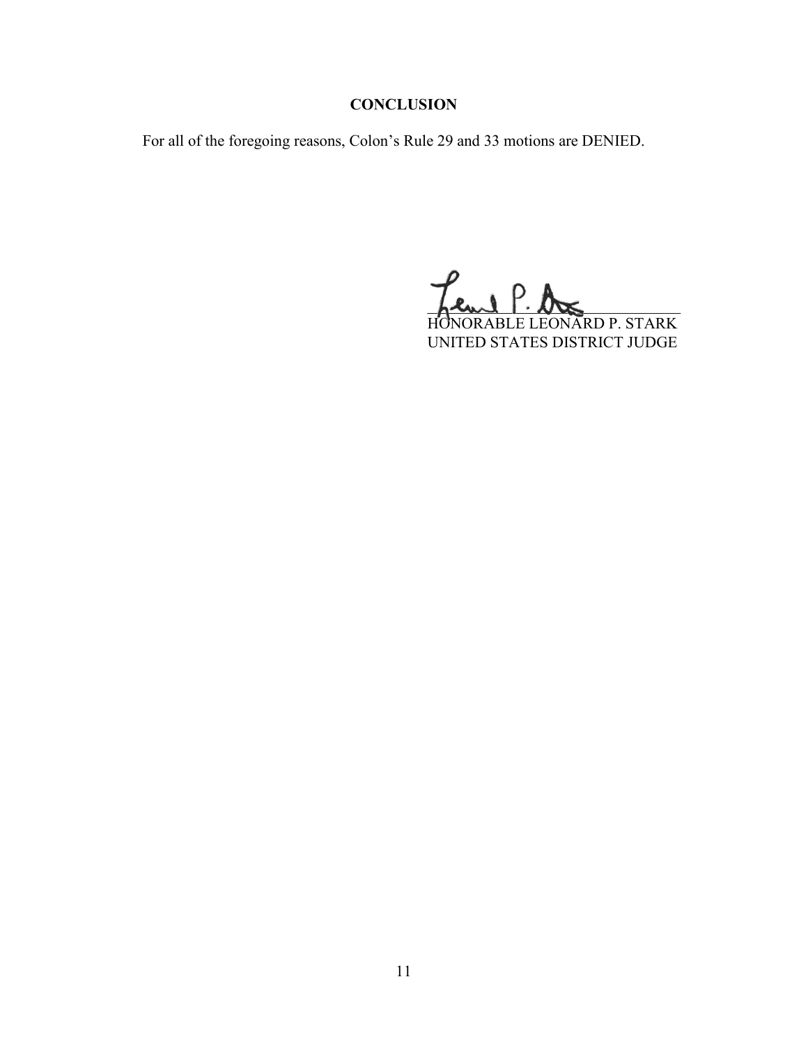## CONCLUSION

For all of the foregoing reasons, Colon's Rule 29 and 33 motions are DENIED.

HONORABLE LEONARD P. STARK
UNITED STATES DISTRICT JUDGE